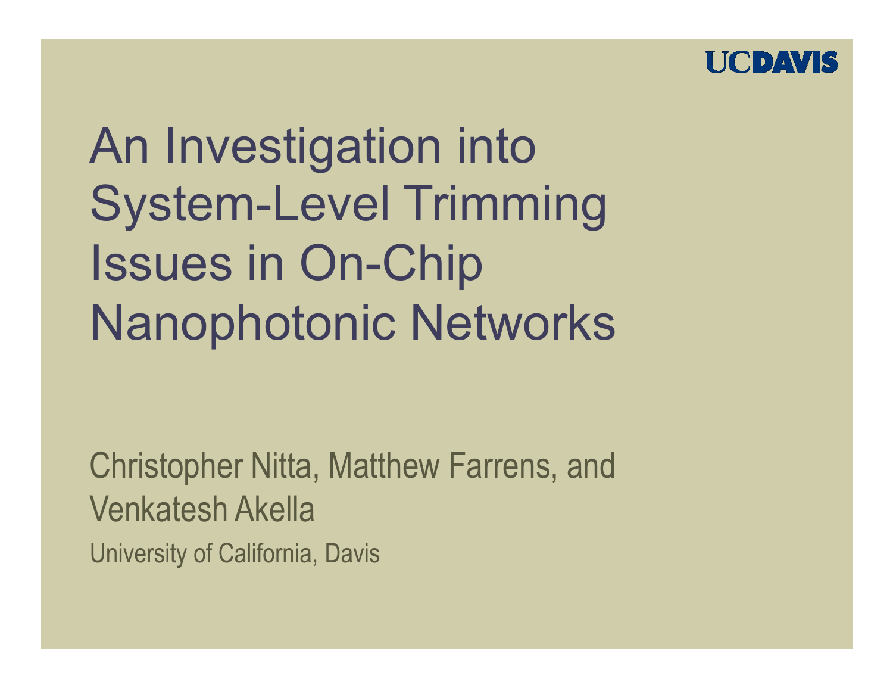UCDAVIS

# An Investigation into System-Level Trimming Issues in On-Chip Nanophotonic Networks

Christopher Nitta, Matthew Farrens, and Venkatesh Akella

University of California, Davis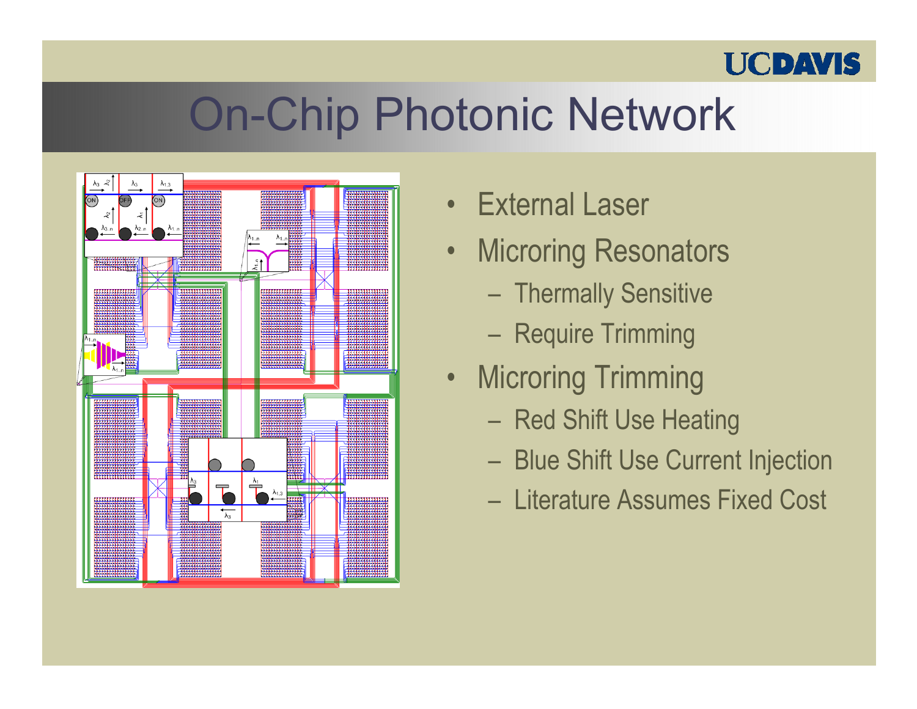# On-Chip Photonic Network

- External Laser
- Microring Resonators
  - Thermally Sensitive
  - Require Trimming
- Microring Trimming
  - Red Shift Use Heating
  - Blue Shift Use Current Injection
  - Literature Assumes Fixed Cost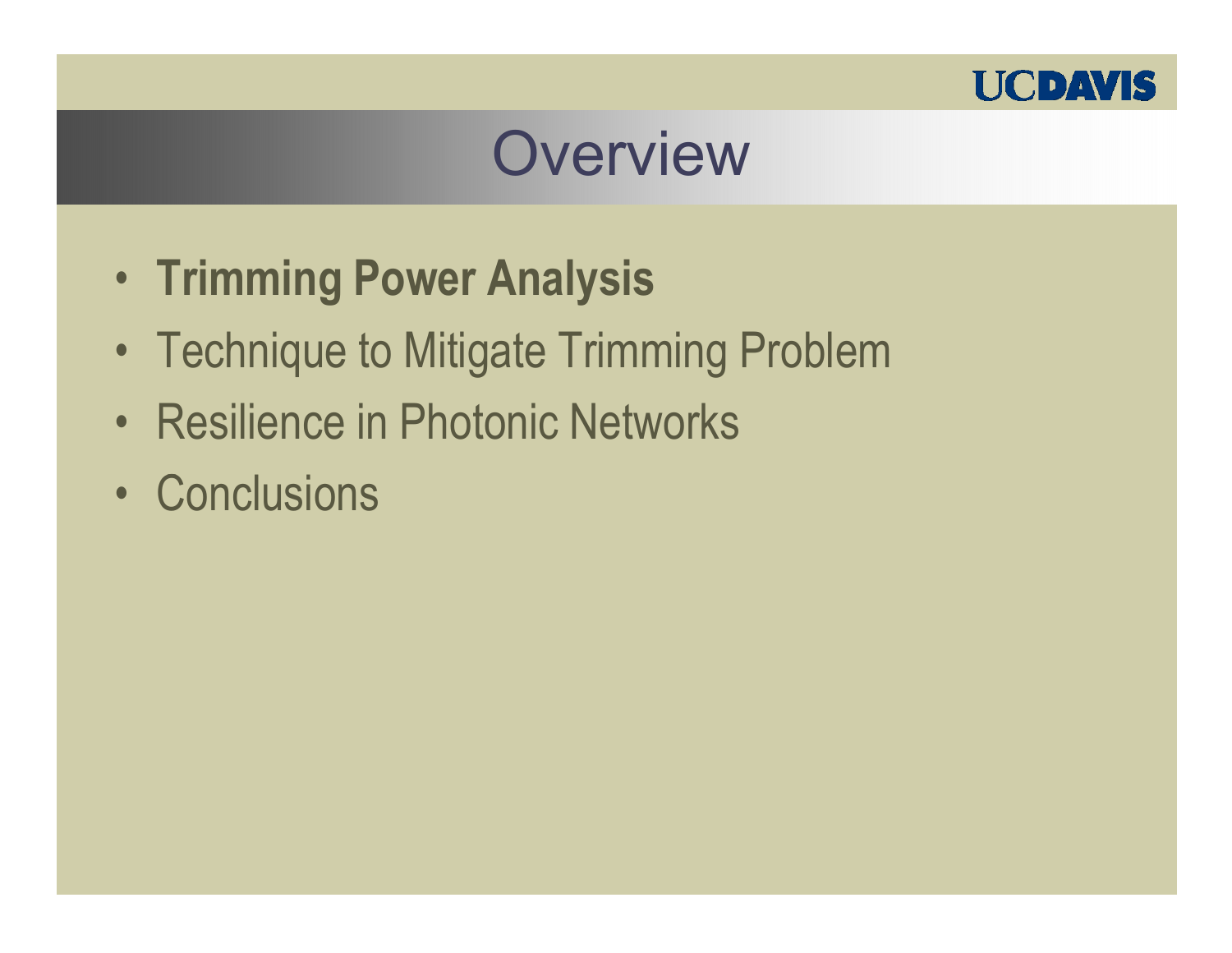# Overview

- **Trimming Power Analysis**
- Technique to Mitigate Trimming Problem
- Resilience in Photonic Networks
- Conclusions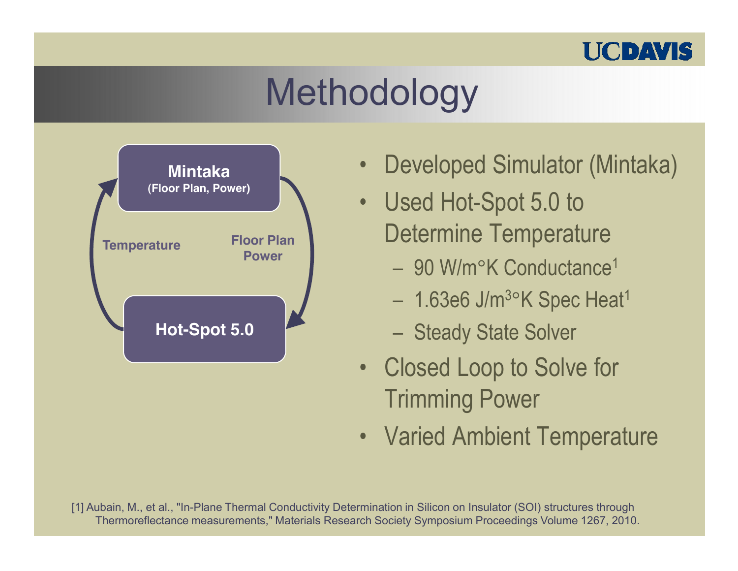# Methodology

**Mintaka**
**(Floor Plan, Power)**

Temperature

Floor Plan
Power

**Hot-Spot 5.0**

- Developed Simulator (Mintaka)
- Used Hot-Spot 5.0 to Determine Temperature
  - 90 W/m°K Conductance[1]
  - 1.63e6 J/m$^3$°K Spec Heat[1]
  - Steady State Solver
- Closed Loop to Solve for Trimming Power
- Varied Ambient Temperature

[1] Aubain, M., et al., "In-Plane Thermal Conductivity Determination in Silicon on Insulator (SOI) structures through Thermoreflectance measurements," Materials Research Society Symposium Proceedings Volume 1267, 2010.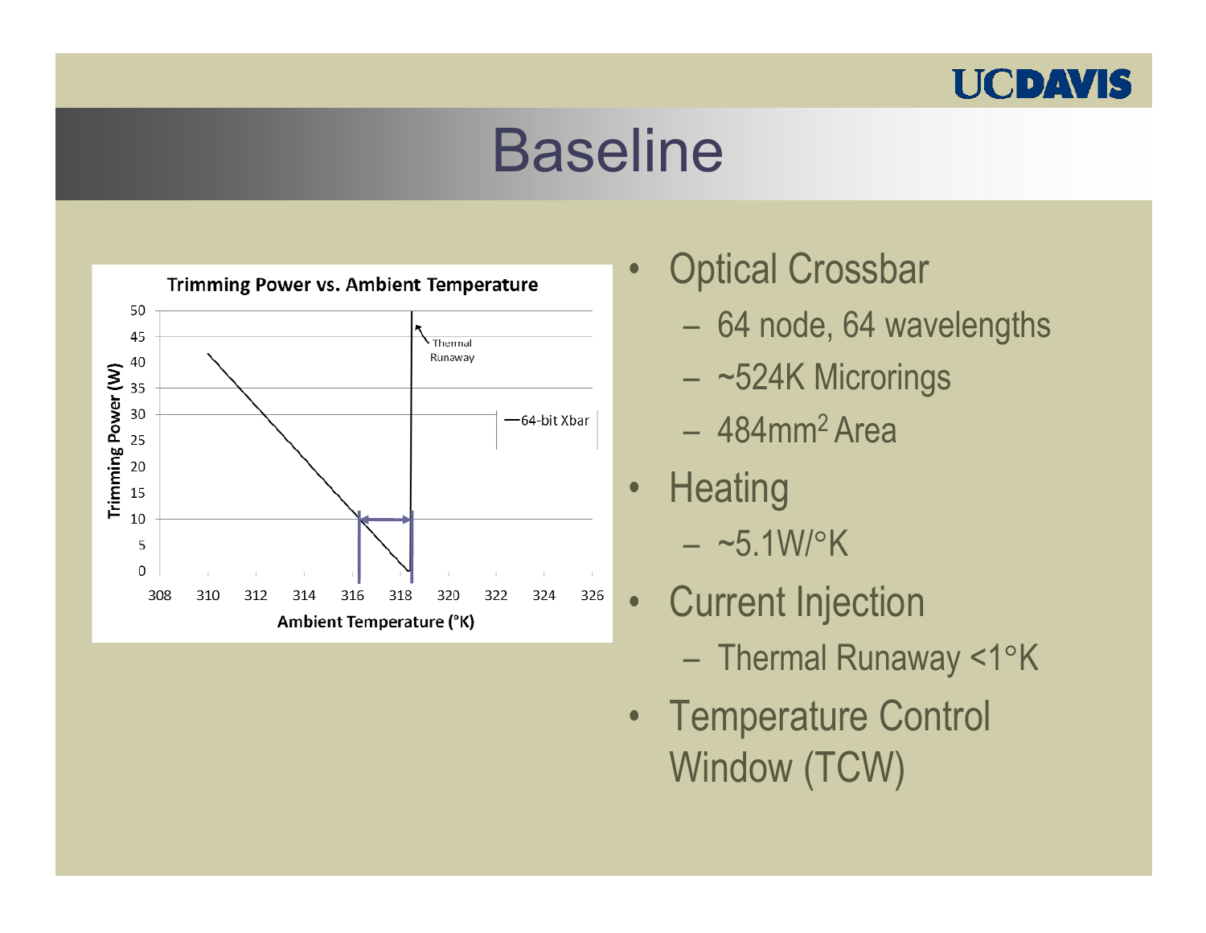# Baseline

Trimming Power vs. Ambient Temperature

- Optical Crossbar
  - 64 node, 64 wavelengths
  - ~524K Microrings
  - 484mm$^2$ Area
- Heating
  - ~5.1W/°K
- Current Injection
  - Thermal Runaway <1°K
- Temperature Control Window (TCW)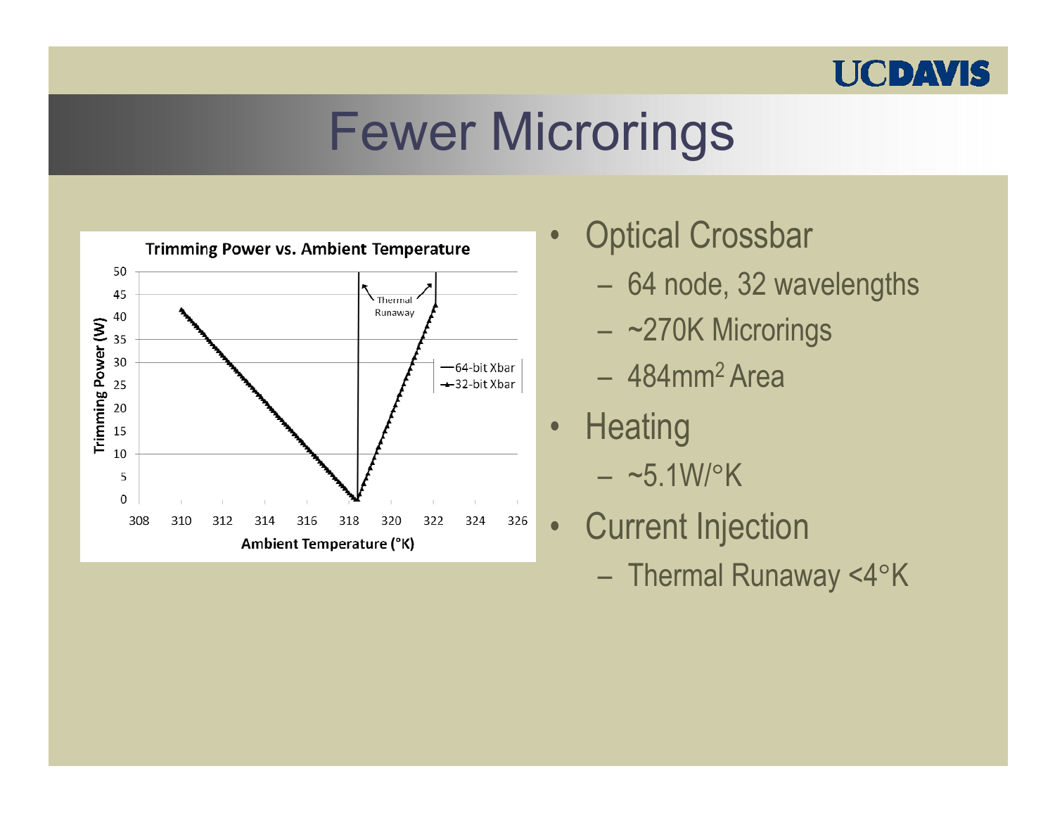# Fewer Microrings

- Optical Crossbar
  - 64 node, 32 wavelengths
  - ~270K Microrings
  - $484mm^2$ Area
- Heating
  - ~5.1W/°K
- Current Injection
  - Thermal Runaway <4°K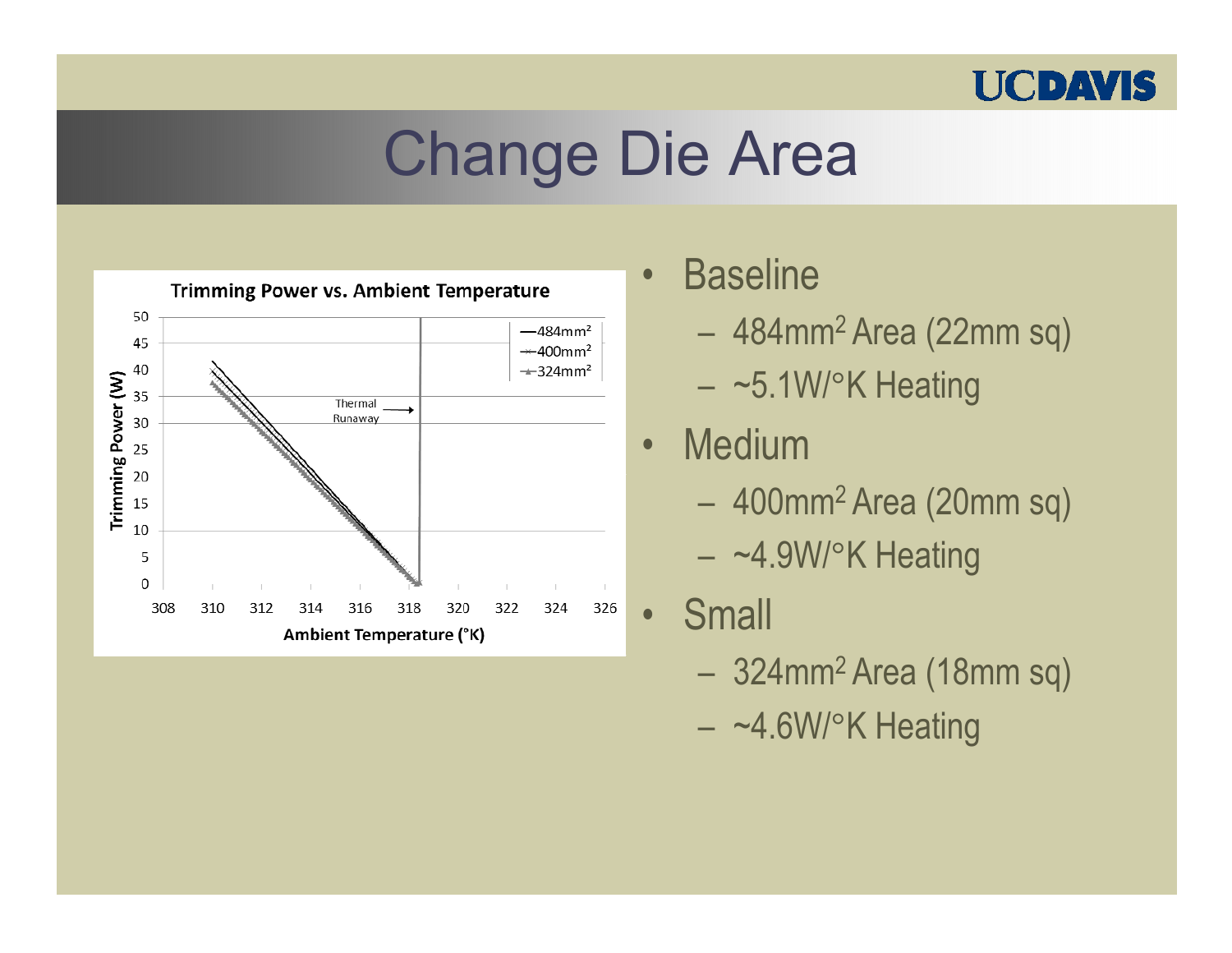# Change Die Area

**Trimming Power vs. Ambient Temperature**

- Baseline
  - $484mm^2$ Area (22mm sq)
  - ~5.1W/°K Heating
- Medium
  - $400mm^2$ Area (20mm sq)
  - ~4.9W/°K Heating
- Small
  - $324mm^2$ Area (18mm sq)
  - ~4.6W/°K Heating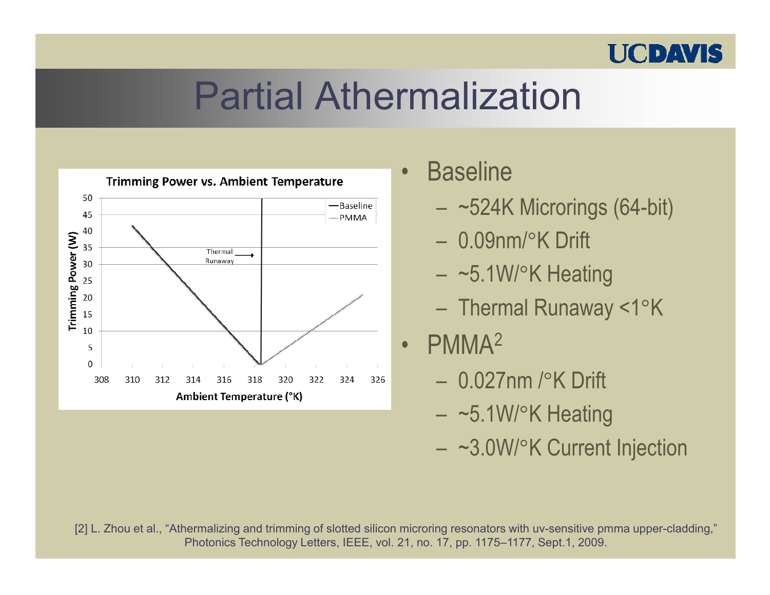# Partial Athermalization

**Trimming Power vs. Ambient Temperature**

Trimming Power (W) vs. Ambient Temperature (°K) — Baseline, PMMA — Thermal Runaway

- Baseline
  - ~524K Microrings (64-bit)
  - 0.09nm/°K Drift
  - ~5.1W/°K Heating
  - Thermal Runaway <1°K
- PMMA[2]
  - 0.027nm /°K Drift
  - ~5.1W/°K Heating
  - ~3.0W/°K Current Injection

[2] L. Zhou et al., "Athermalizing and trimming of slotted silicon microring resonators with uv-sensitive pmma upper-cladding," Photonics Technology Letters, IEEE, vol. 21, no. 17, pp. 1175–1177, Sept.1, 2009.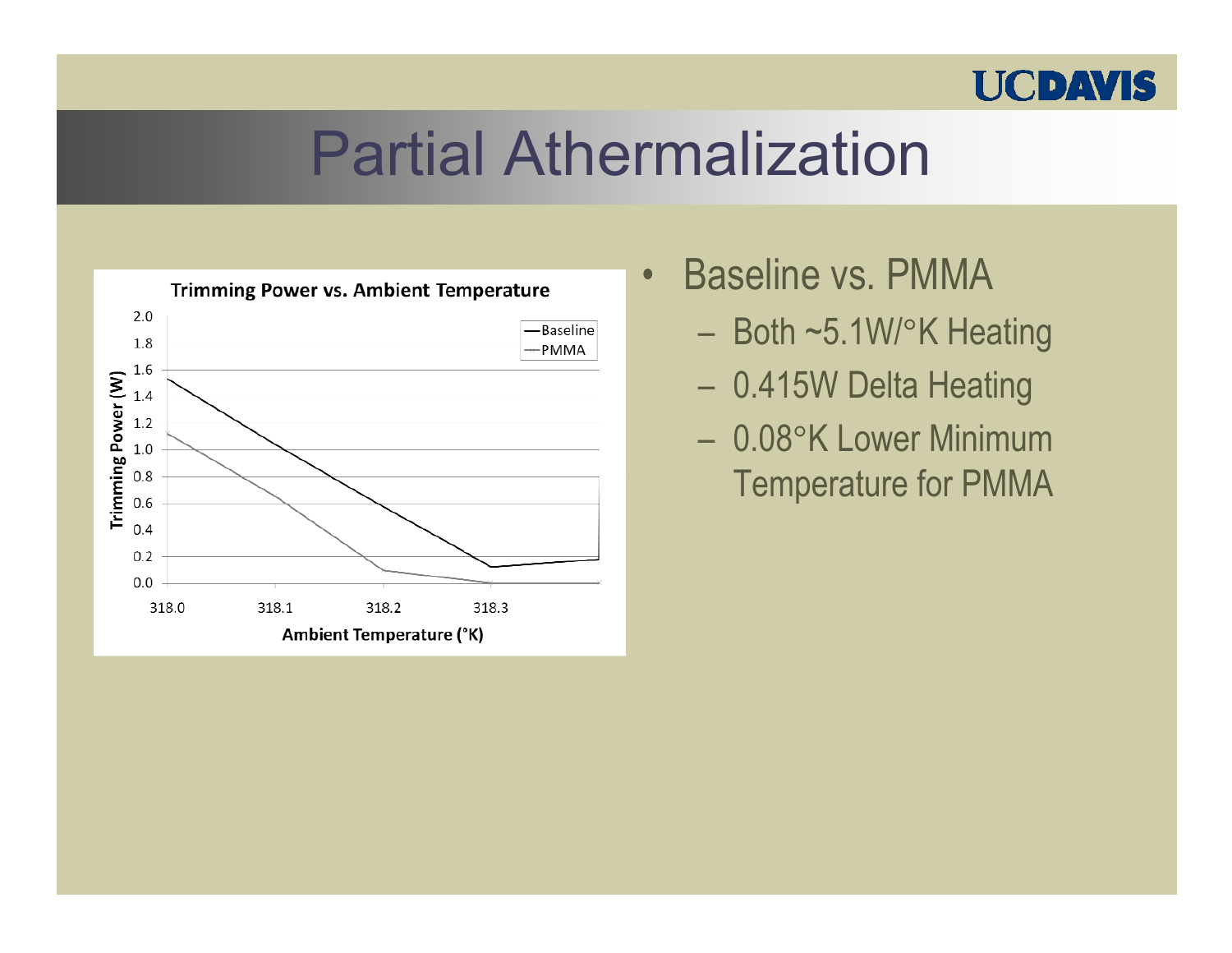# Partial Athermalization

**Trimming Power vs. Ambient Temperature**

- Baseline vs. PMMA
  - Both ~5.1W/°K Heating
  - 0.415W Delta Heating
  - 0.08°K Lower Minimum Temperature for PMMA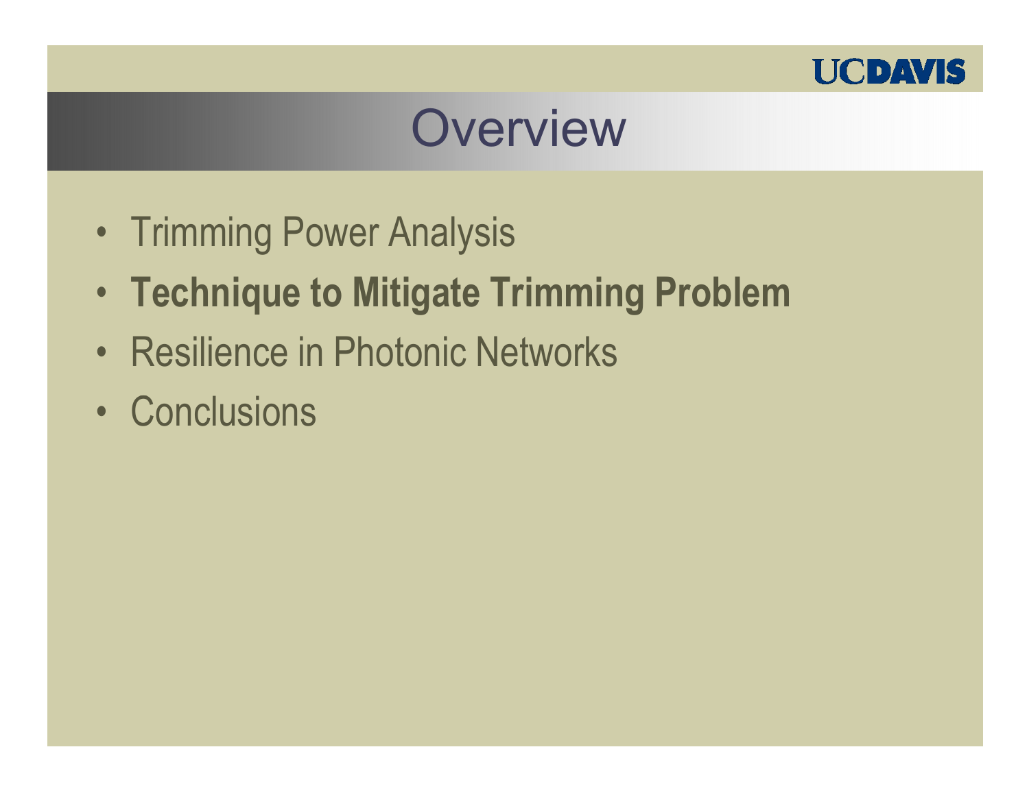# Overview

- Trimming Power Analysis
- **Technique to Mitigate Trimming Problem**
- Resilience in Photonic Networks
- Conclusions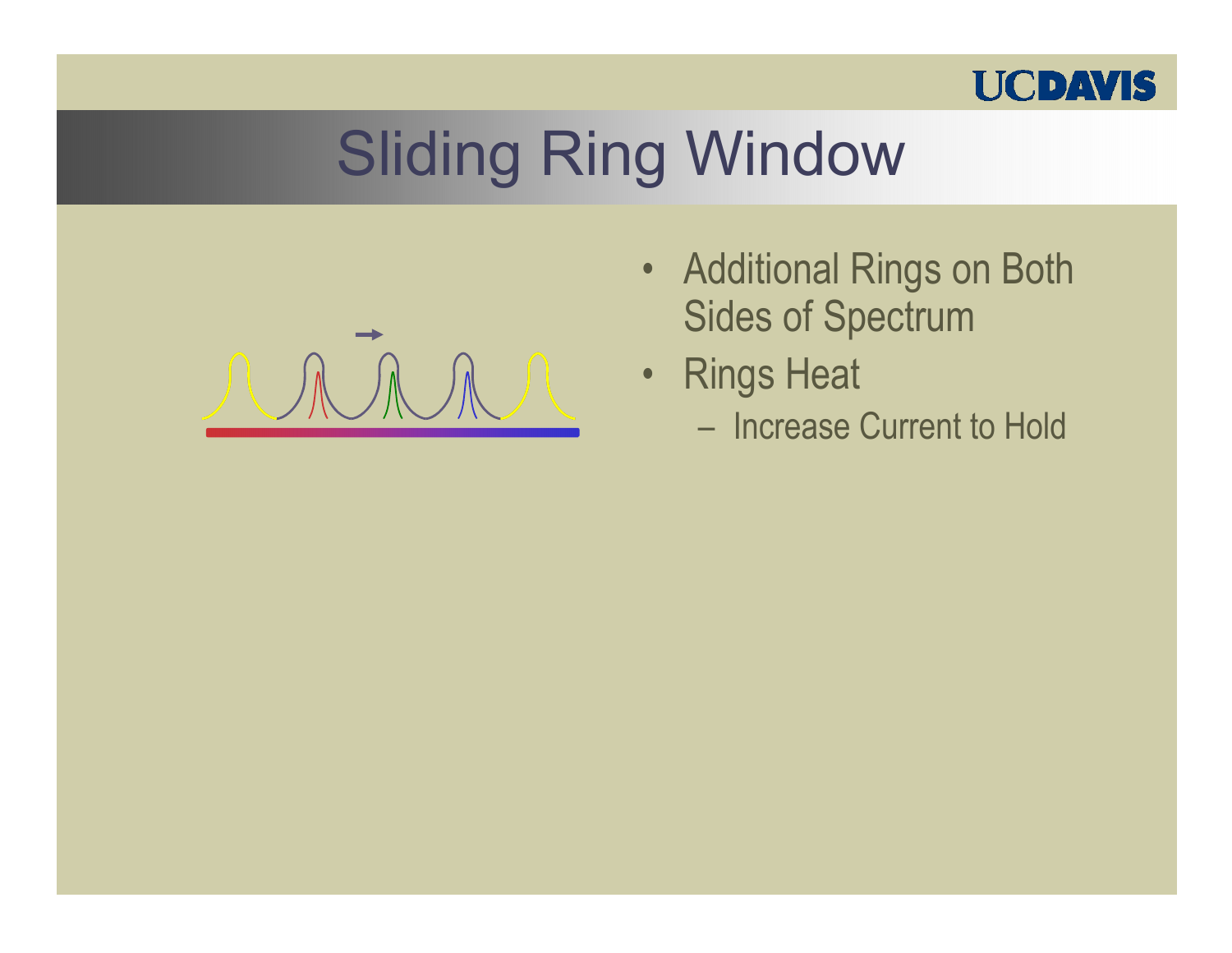# Sliding Ring Window

- Additional Rings on Both Sides of Spectrum
- Rings Heat
  - Increase Current to Hold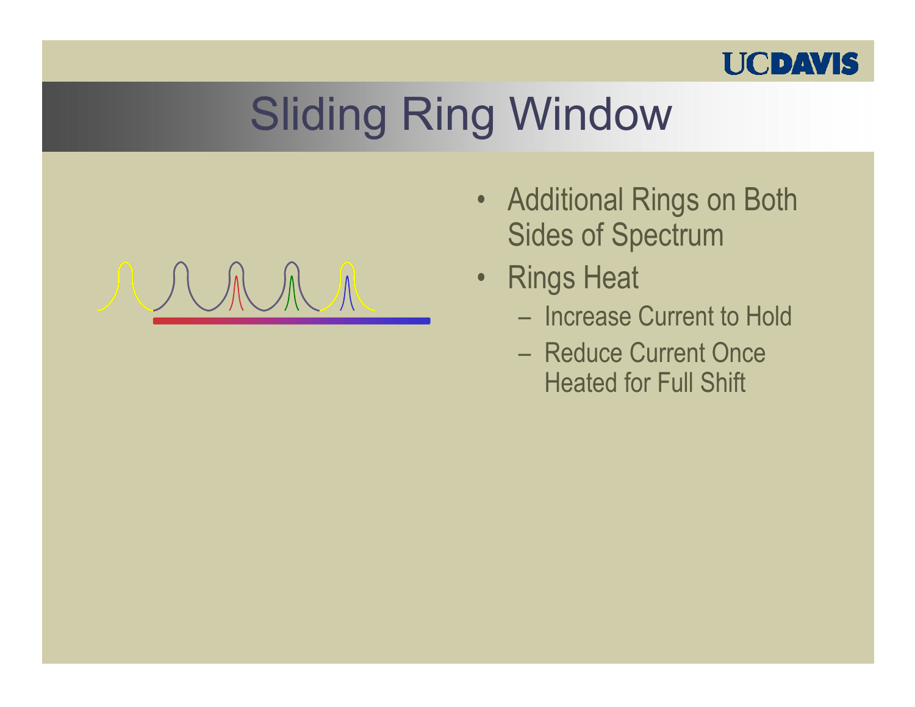# Sliding Ring Window

- Additional Rings on Both Sides of Spectrum
- Rings Heat
  - Increase Current to Hold
  - Reduce Current Once Heated for Full Shift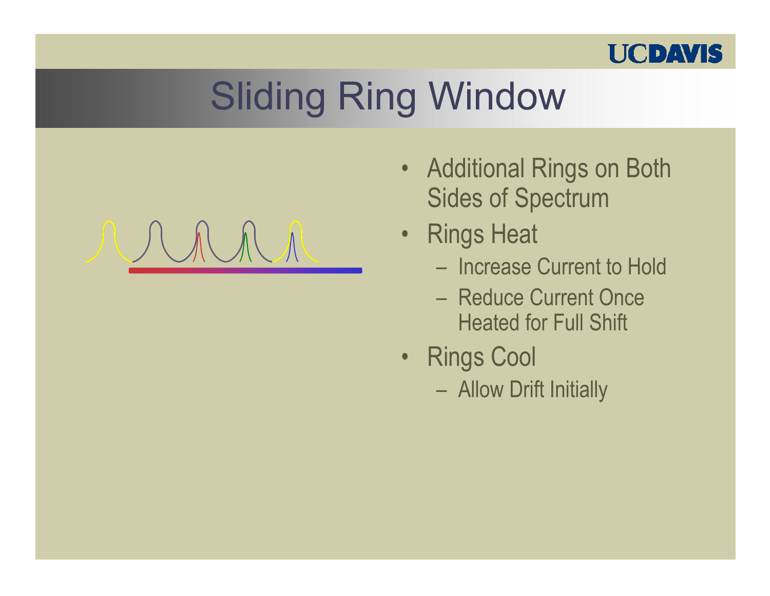# Sliding Ring Window

- Additional Rings on Both Sides of Spectrum
- Rings Heat
  - Increase Current to Hold
  - Reduce Current Once Heated for Full Shift
- Rings Cool
  - Allow Drift Initially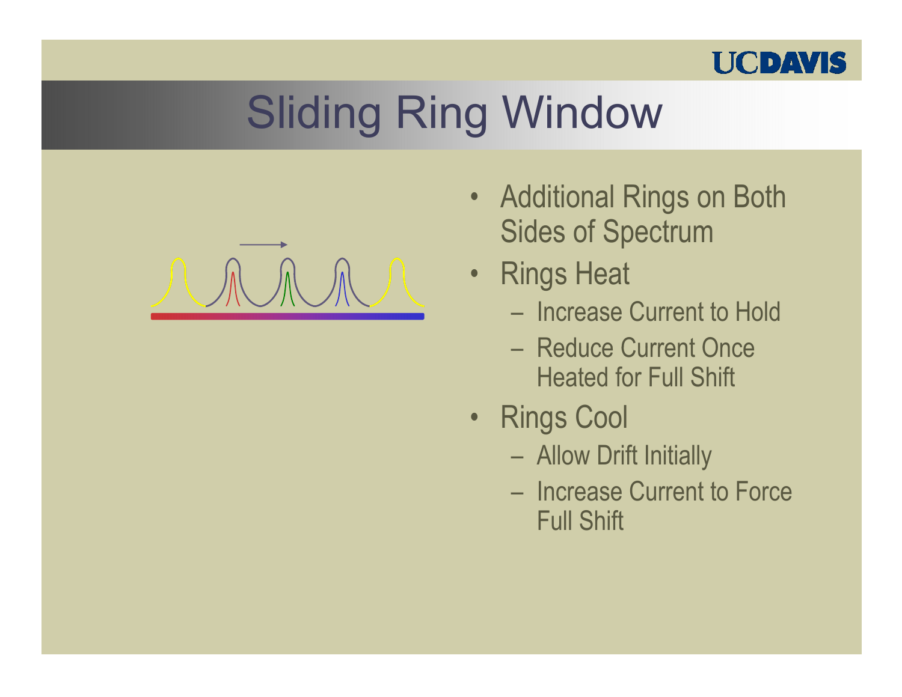# Sliding Ring Window

- Additional Rings on Both Sides of Spectrum
- Rings Heat
  - Increase Current to Hold
  - Reduce Current Once Heated for Full Shift
- Rings Cool
  - Allow Drift Initially
  - Increase Current to Force Full Shift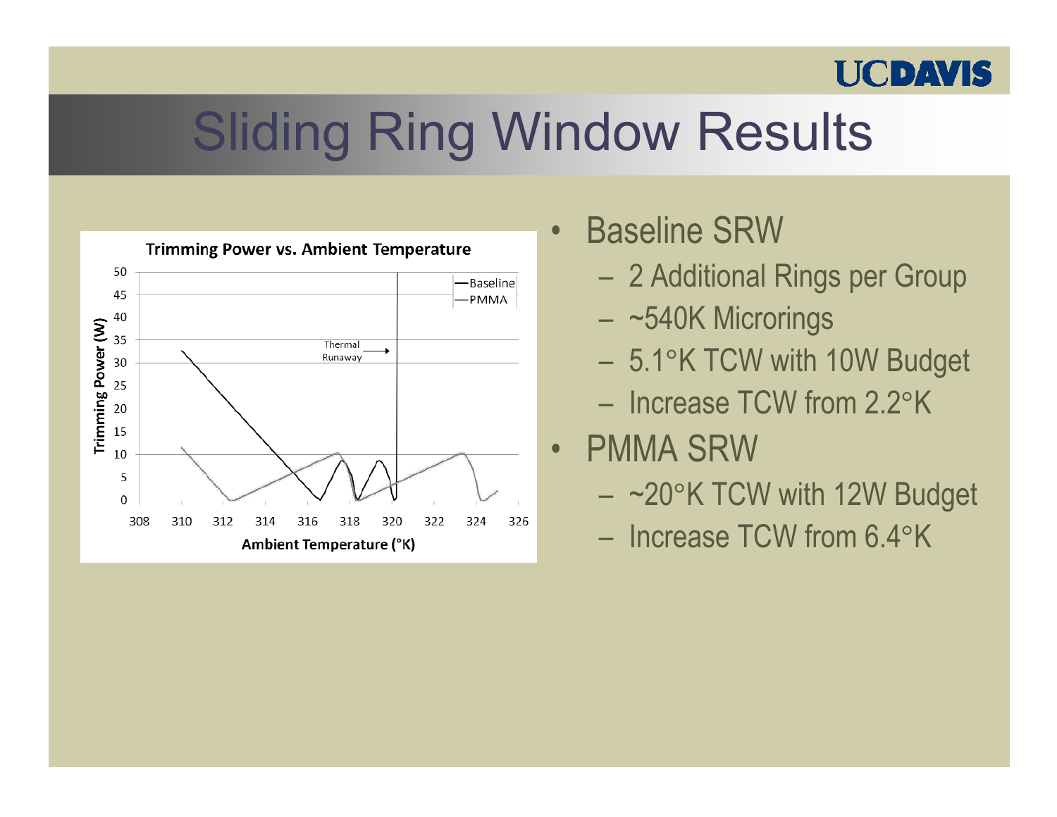# Sliding Ring Window Results

- Baseline SRW
  - 2 Additional Rings per Group
  - ~540K Microrings
  - 5.1°K TCW with 10W Budget
  - Increase TCW from 2.2°K
- PMMA SRW
  - ~20°K TCW with 12W Budget
  - Increase TCW from 6.4°K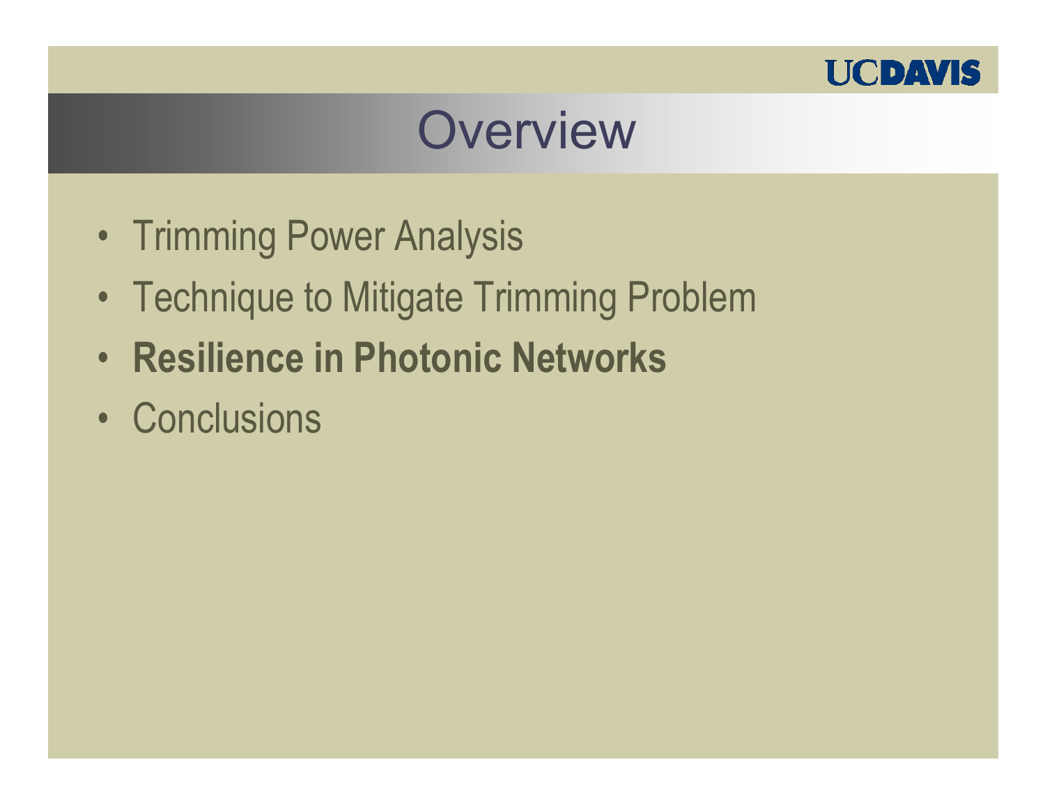# Overview

- Trimming Power Analysis
- Technique to Mitigate Trimming Problem
- **Resilience in Photonic Networks**
- Conclusions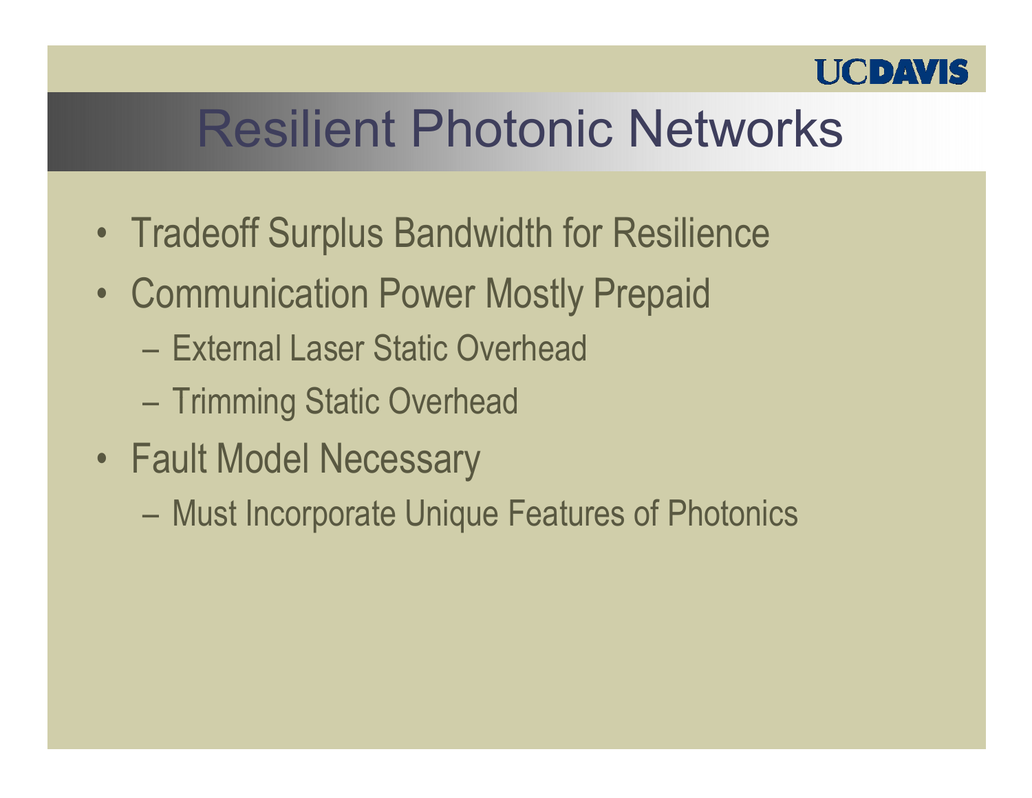# Resilient Photonic Networks

- Tradeoff Surplus Bandwidth for Resilience
- Communication Power Mostly Prepaid
  - External Laser Static Overhead
  - Trimming Static Overhead
- Fault Model Necessary
  - Must Incorporate Unique Features of Photonics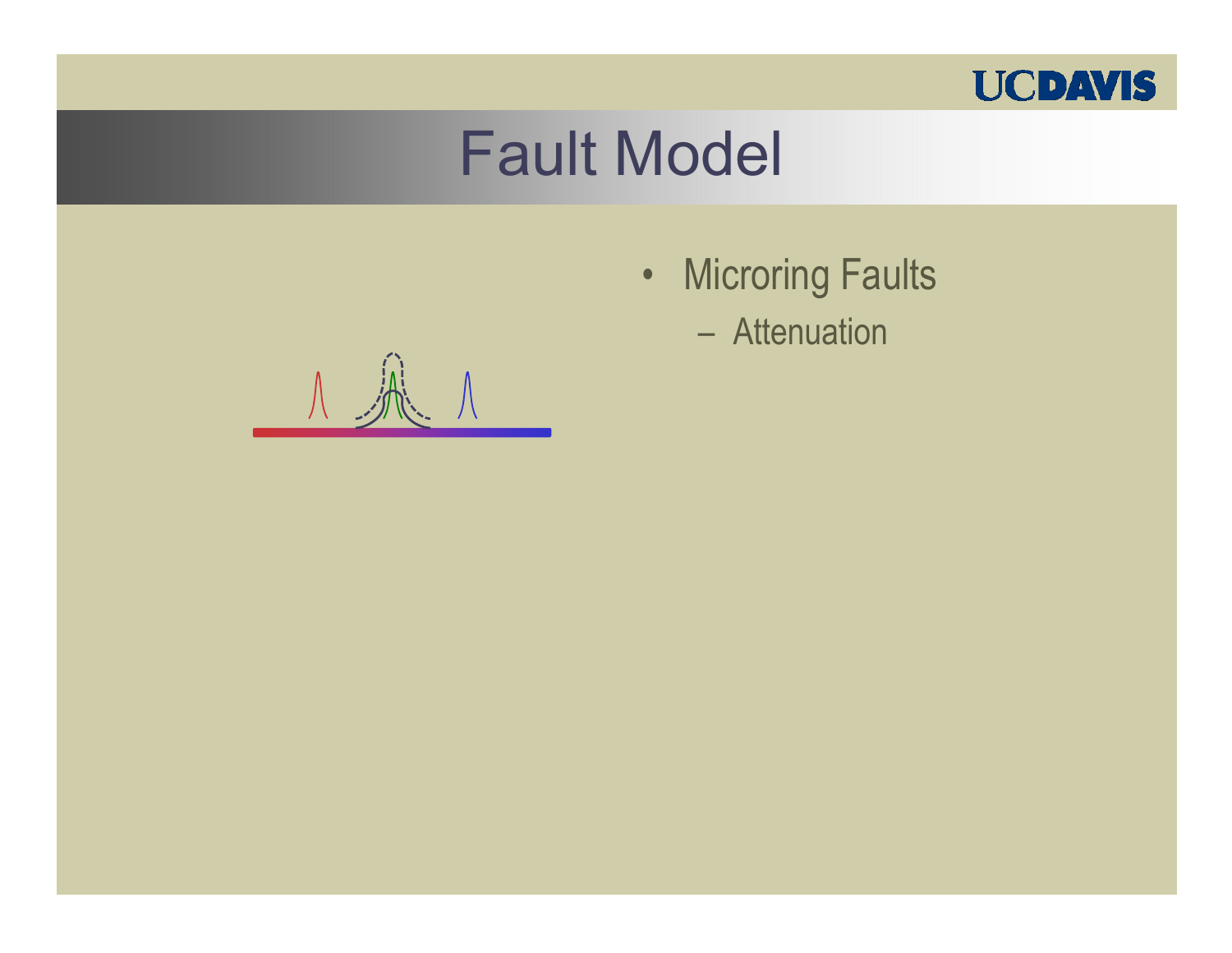# Fault Model

- Microring Faults
  - Attenuation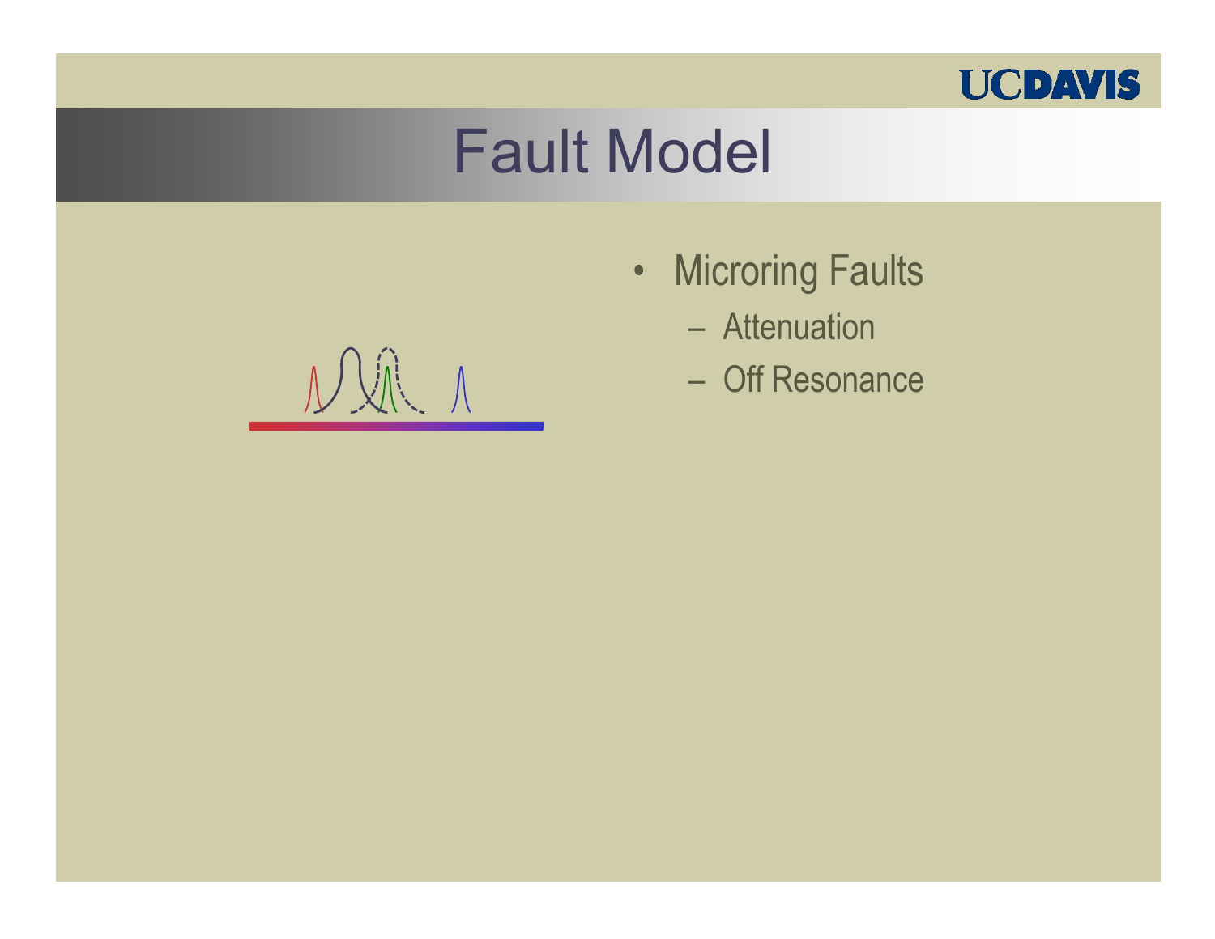# Fault Model

- Microring Faults
  - Attenuation
  - Off Resonance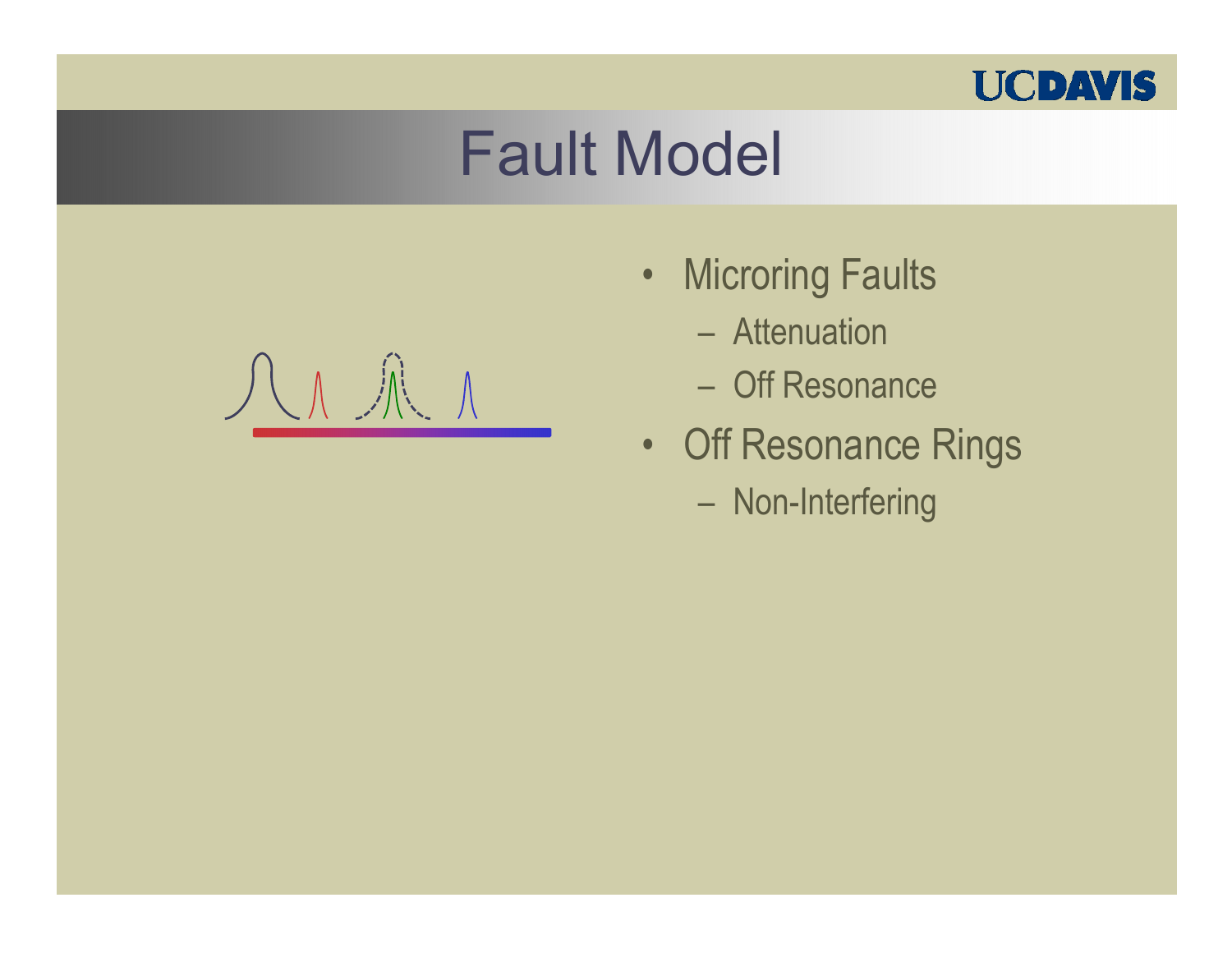# Fault Model

- Microring Faults
  - Attenuation
  - Off Resonance
- Off Resonance Rings
  - Non-Interfering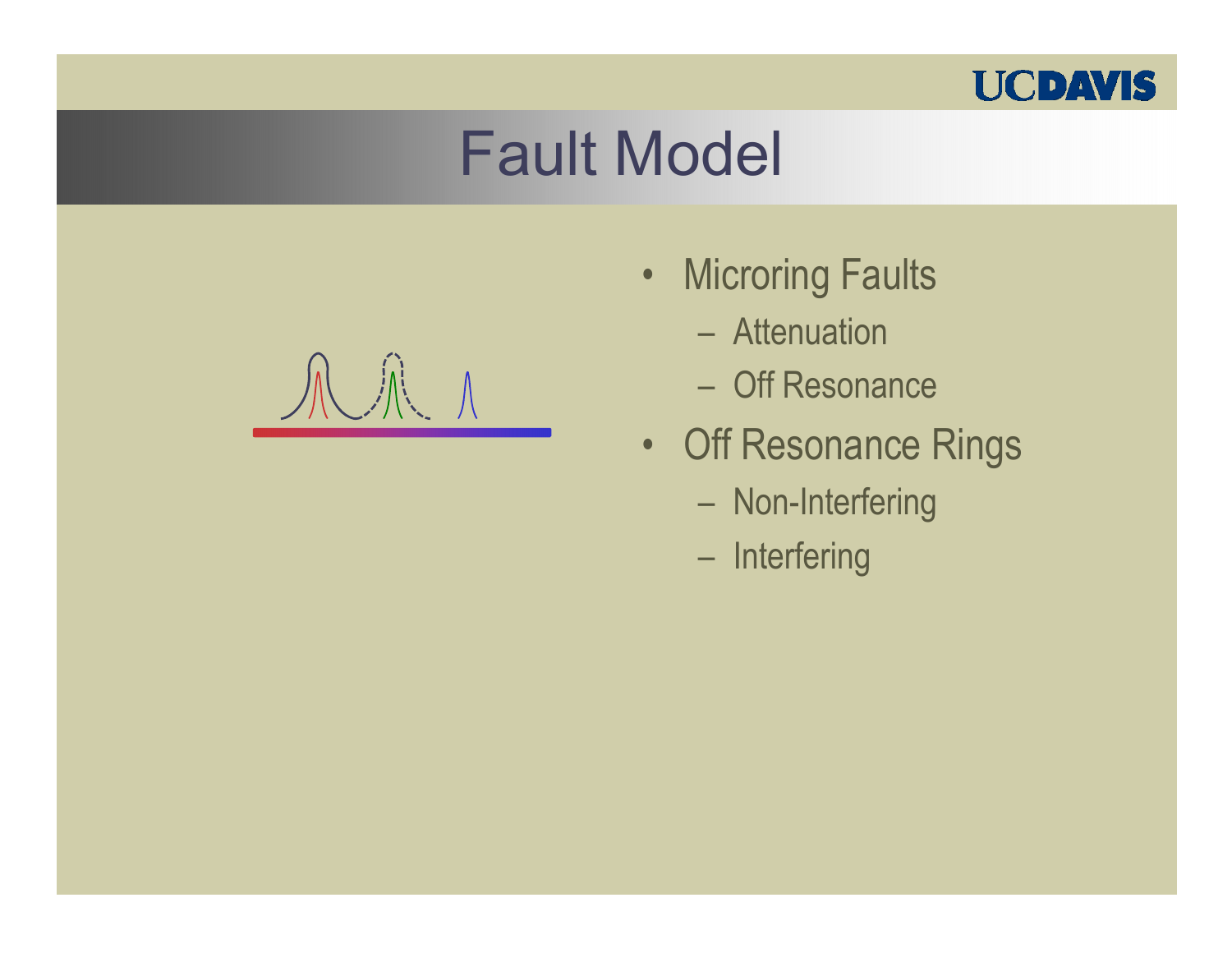# Fault Model

- Microring Faults
  - Attenuation
  - Off Resonance
- Off Resonance Rings
  - Non-Interfering
  - Interfering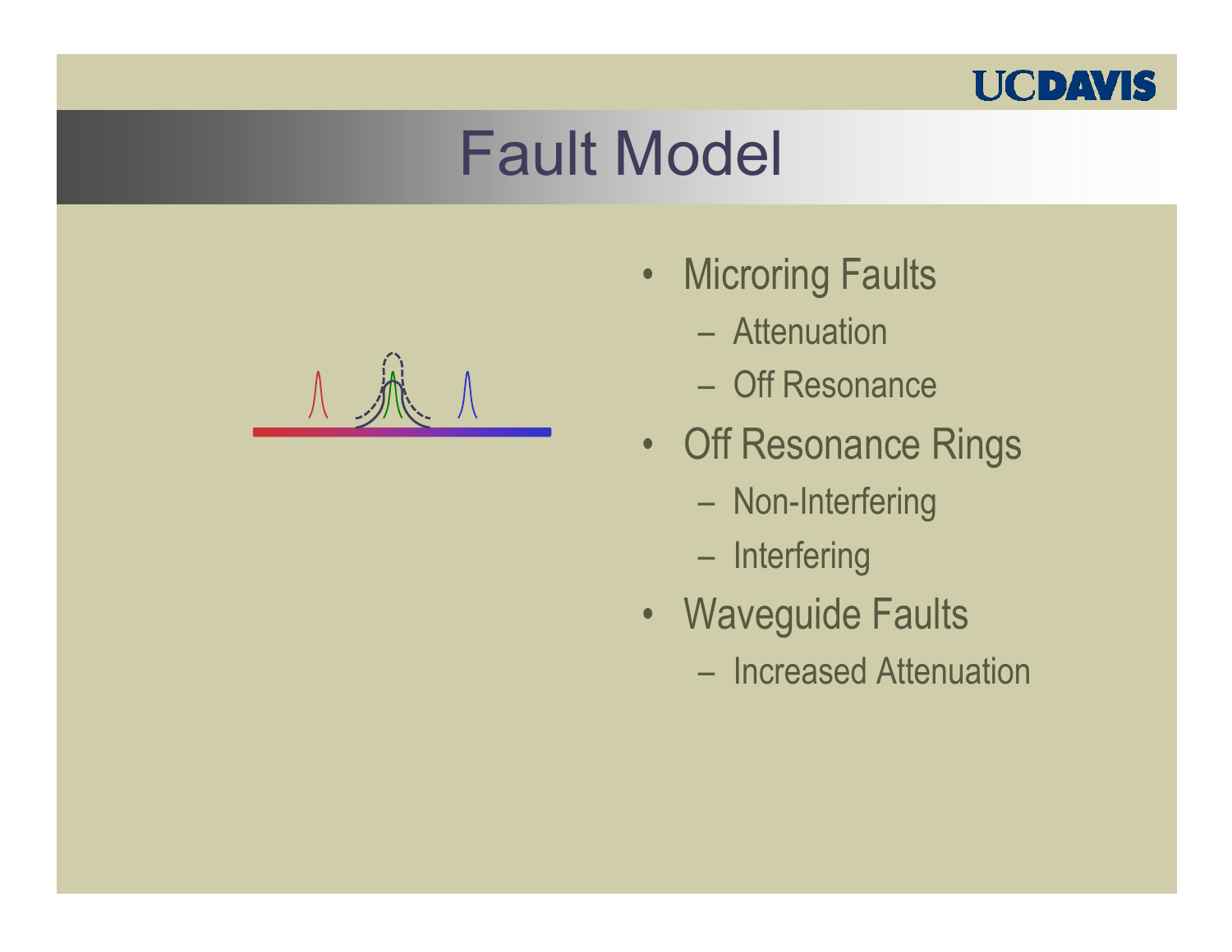# Fault Model

- Microring Faults
  - Attenuation
  - Off Resonance
- Off Resonance Rings
  - Non-Interfering
  - Interfering
- Waveguide Faults
  - Increased Attenuation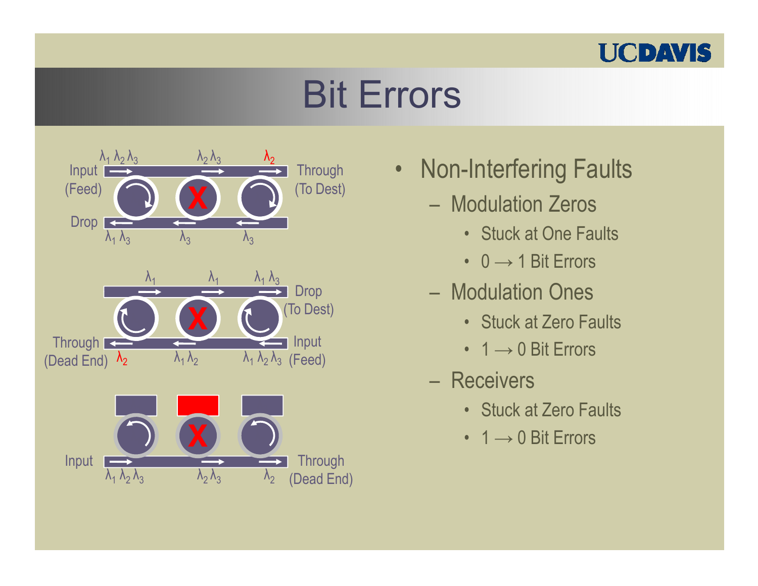# Bit Errors

Input (Feed) $\lambda_1\,\lambda_2\,\lambda_3$ → $\lambda_2\,\lambda_3$ → $\lambda_2$ Through (To Dest)

Drop $\lambda_1\,\lambda_3$ ← $\lambda_3$ ← $\lambda_3$

$\lambda_1$ → $\lambda_1$ → $\lambda_1\,\lambda_3$ Drop (To Dest)

Through (Dead End) $\lambda_2$ ← $\lambda_1\,\lambda_2$ ← $\lambda_1\,\lambda_2\,\lambda_3$ Input (Feed)

Input $\lambda_1\,\lambda_2\,\lambda_3$ → $\lambda_2\,\lambda_3$ → $\lambda_2$ Through (Dead End)

- Non-Interfering Faults
  - Modulation Zeros
    - Stuck at One Faults
    - 0 → 1 Bit Errors
  - Modulation Ones
    - Stuck at Zero Faults
    - 1 → 0 Bit Errors
  - Receivers
    - Stuck at Zero Faults
    - 1 → 0 Bit Errors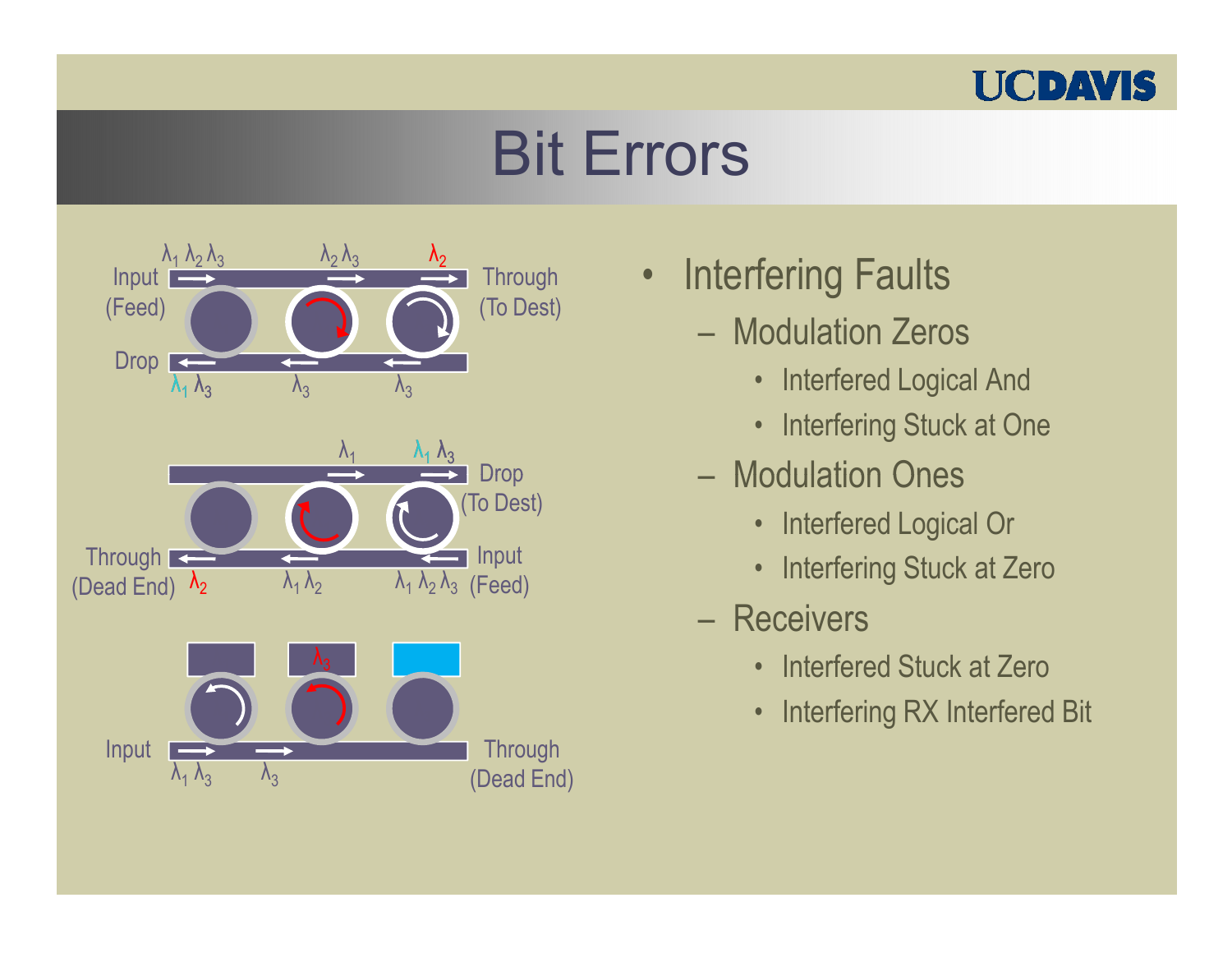# Bit Errors

Input (Feed) $\lambda_1\ \lambda_2\ \lambda_3$ — $\lambda_2\ \lambda_3$ — $\lambda_2$ Through (To Dest)

Drop $\lambda_1\ \lambda_3$ — $\lambda_3$ — $\lambda_3$

$\lambda_1$ — $\lambda_1\ \lambda_3$ Drop (To Dest)

Through (Dead End) $\lambda_2$ — $\lambda_1\ \lambda_2$ — $\lambda_1\ \lambda_2\ \lambda_3$ Input (Feed)

$\lambda_3$

Input $\lambda_1\ \lambda_3$ — $\lambda_3$ Through (Dead End)

- Interfering Faults
  - Modulation Zeros
    - Interfered Logical And
    - Interfering Stuck at One
  - Modulation Ones
    - Interfered Logical Or
    - Interfering Stuck at Zero
  - Receivers
    - Interfered Stuck at Zero
    - Interfering RX Interfered Bit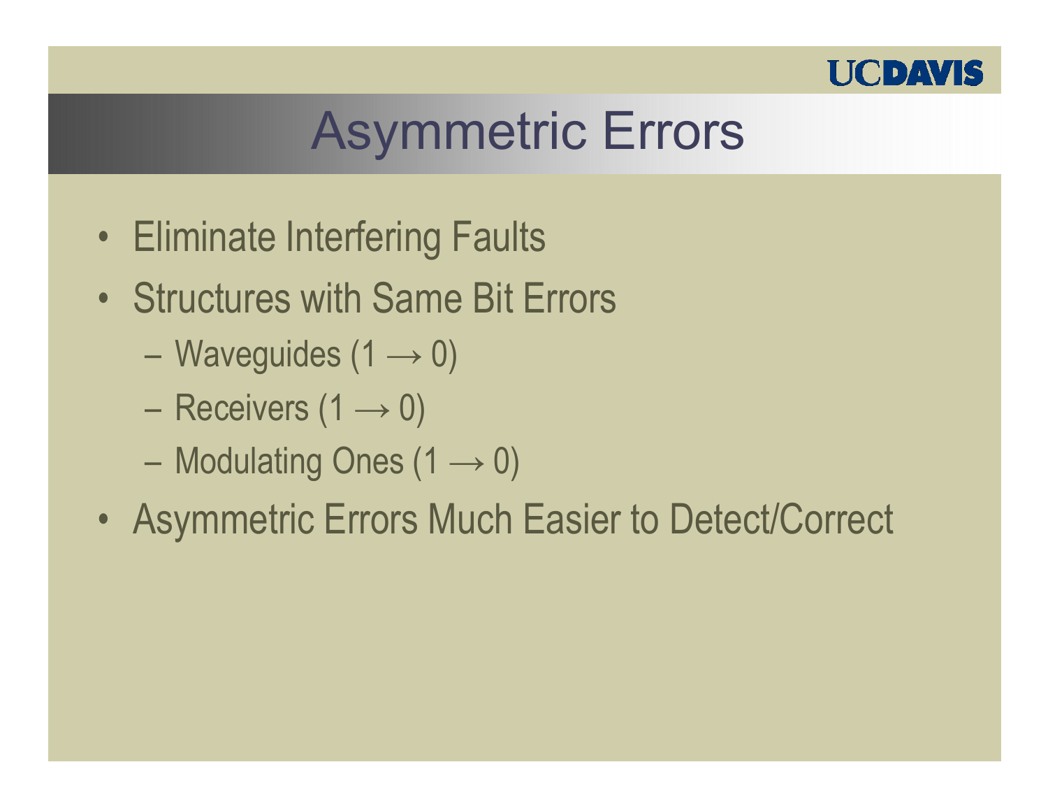# Asymmetric Errors

- Eliminate Interfering Faults
- Structures with Same Bit Errors
  - Waveguides ($1 \rightarrow 0$)
  - Receivers ($1 \rightarrow 0$)
  - Modulating Ones ($1 \rightarrow 0$)
- Asymmetric Errors Much Easier to Detect/Correct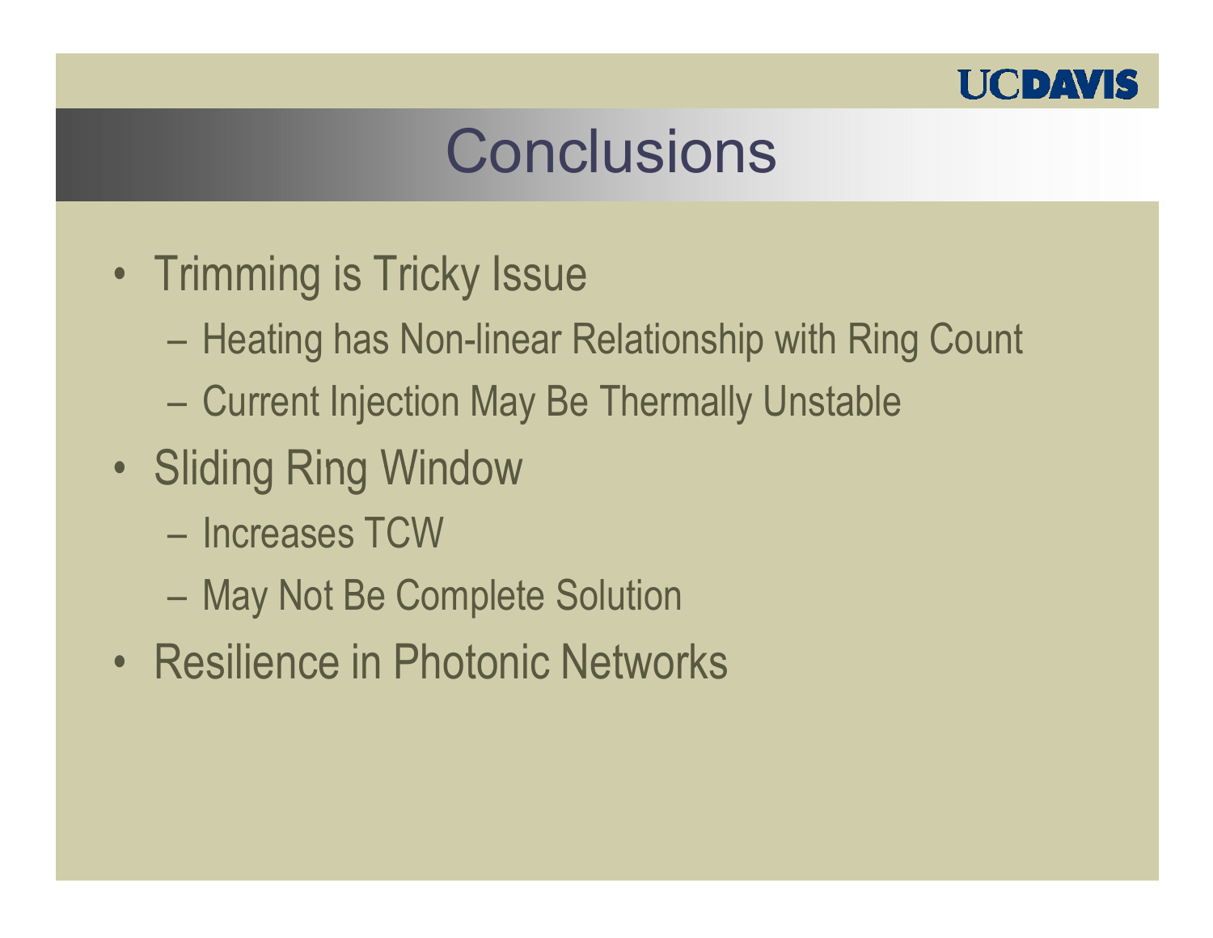# Conclusions

- Trimming is Tricky Issue
  - Heating has Non-linear Relationship with Ring Count
  - Current Injection May Be Thermally Unstable
- Sliding Ring Window
  - Increases TCW
  - May Not Be Complete Solution
- Resilience in Photonic Networks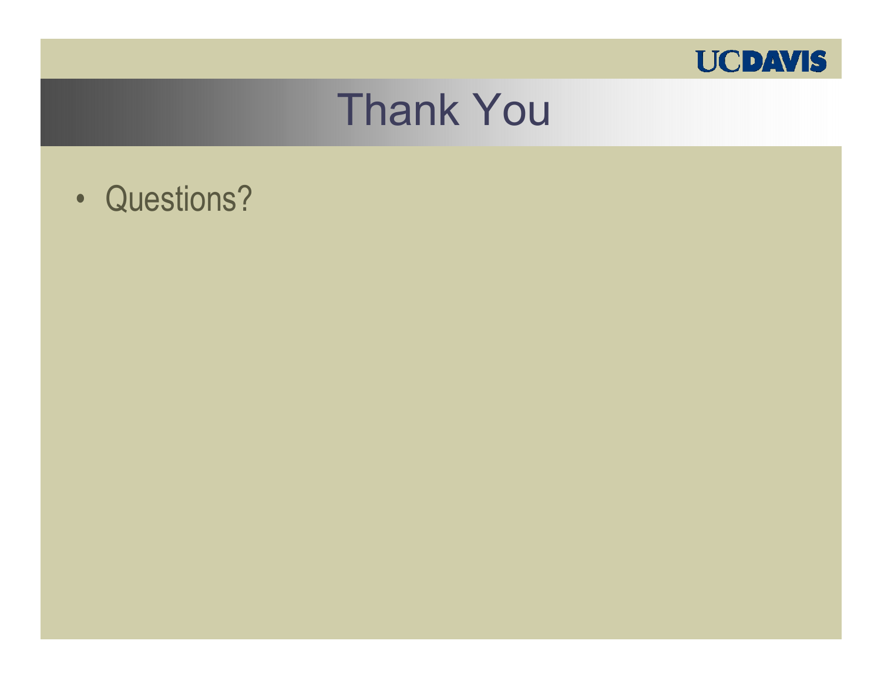# Thank You

- Questions?